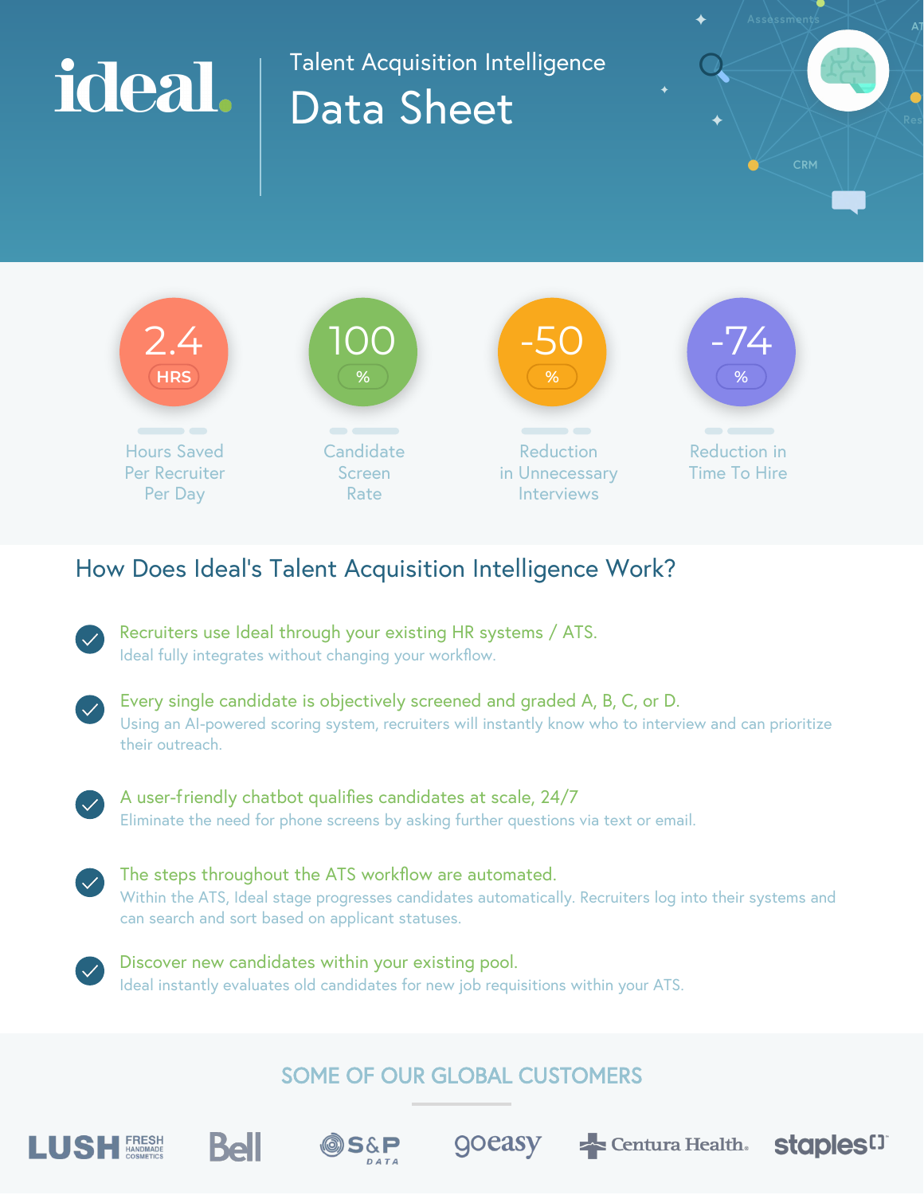# ideal.

## Talent Acquisition Intelligence

# Data Sheet

**2.4 HRS**
Hours Saved Per Recruiter Per Day

**100 %**
Candidate Screen Rate

**-50 %**
Reduction in Unnecessary Interviews

**-74 %**
Reduction in Time To Hire

## How Does Ideal's Talent Acquisition Intelligence Work?

- **Recruiters use Ideal through your existing HR systems / ATS.**
  Ideal fully integrates without changing your workflow.

- **Every single candidate is objectively screened and graded A, B, C, or D.**
  Using an AI-powered scoring system, recruiters will instantly know who to interview and can prioritize their outreach.

- **A user-friendly chatbot qualifies candidates at scale, 24/7**
  Eliminate the need for phone screens by asking further questions via text or email.

- **The steps throughout the ATS workflow are automated.**
  Within the ATS, Ideal stage progresses candidates automatically. Recruiters log into their systems and can search and sort based on applicant statuses.

- **Discover new candidates within your existing pool.**
  Ideal instantly evaluates old candidates for new job requisitions within your ATS.

## SOME OF OUR GLOBAL CUSTOMERS

LUSH FRESH HANDMADE COSMETICS | Bell | S&P DATA | goeasy | Centura Health. | staples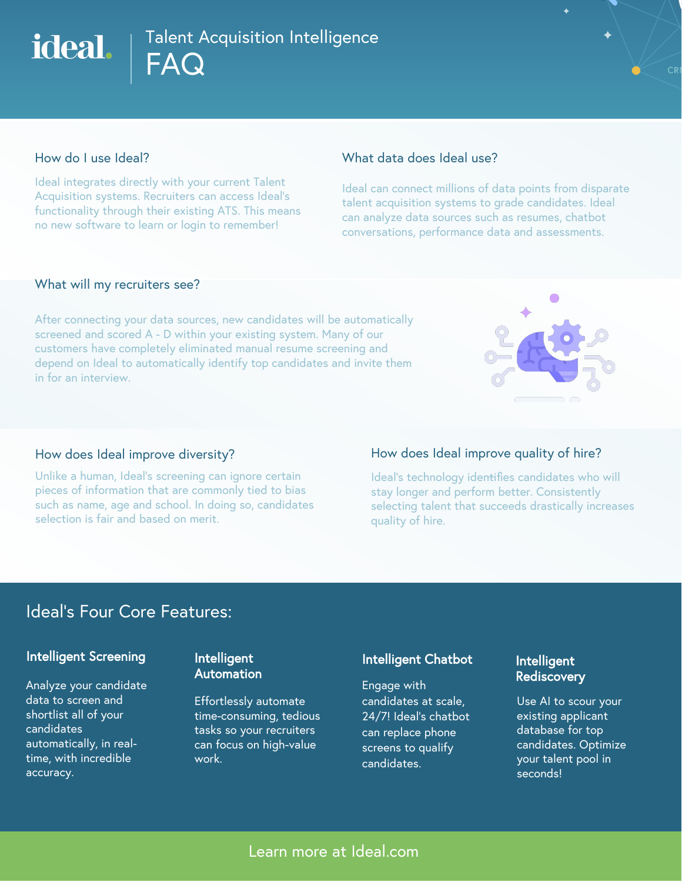# ideal. Talent Acquisition Intelligence FAQ

### How do I use Ideal?

Ideal integrates directly with your current Talent Acquisition systems. Recruiters can access Ideal's functionality through their existing ATS. This means no new software to learn or login to remember!

### What data does Ideal use?

Ideal can connect millions of data points from disparate talent acquisition systems to grade candidates. Ideal can analyze data sources such as resumes, chatbot conversations, performance data and assessments.

### What will my recruiters see?

After connecting your data sources, new candidates will be automatically screened and scored A - D within your existing system. Many of our customers have completely eliminated manual resume screening and depend on Ideal to automatically identify top candidates and invite them in for an interview.

### How does Ideal improve diversity?

Unlike a human, Ideal's screening can ignore certain pieces of information that are commonly tied to bias such as name, age and school. In doing so, candidates selection is fair and based on merit.

### How does Ideal improve quality of hire?

Ideal's technology identifies candidates who will stay longer and perform better. Consistently selecting talent that succeeds drastically increases quality of hire.

## Ideal's Four Core Features:

### Intelligent Screening

Analyze your candidate data to screen and shortlist all of your candidates automatically, in real-time, with incredible accuracy.

### Intelligent Automation

Effortlessly automate time-consuming, tedious tasks so your recruiters can focus on high-value work.

### Intelligent Chatbot

Engage with candidates at scale, 24/7! Ideal's chatbot can replace phone screens to qualify candidates.

### Intelligent Rediscovery

Use AI to scour your existing applicant database for top candidates. Optimize your talent pool in seconds!

Learn more at Ideal.com